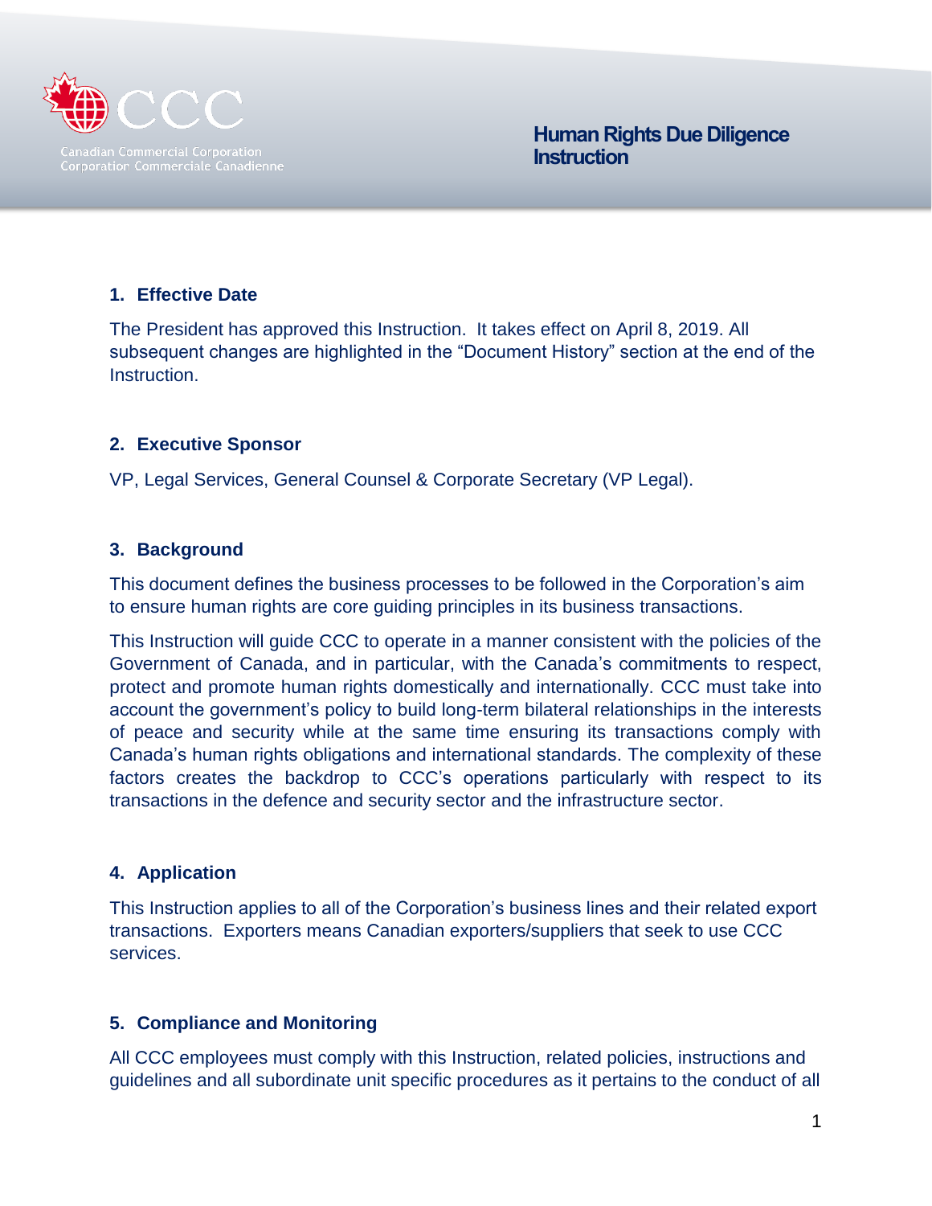Canadian Commercial Corporation
Corporation Commerciale Canadienne

# Human Rights Due Diligence Instruction

## 1. Effective Date

The President has approved this Instruction. It takes effect on April 8, 2019. All subsequent changes are highlighted in the "Document History" section at the end of the Instruction.

## 2. Executive Sponsor

VP, Legal Services, General Counsel & Corporate Secretary (VP Legal).

## 3. Background

This document defines the business processes to be followed in the Corporation's aim to ensure human rights are core guiding principles in its business transactions.

This Instruction will guide CCC to operate in a manner consistent with the policies of the Government of Canada, and in particular, with the Canada's commitments to respect, protect and promote human rights domestically and internationally. CCC must take into account the government's policy to build long-term bilateral relationships in the interests of peace and security while at the same time ensuring its transactions comply with Canada's human rights obligations and international standards. The complexity of these factors creates the backdrop to CCC's operations particularly with respect to its transactions in the defence and security sector and the infrastructure sector.

## 4. Application

This Instruction applies to all of the Corporation's business lines and their related export transactions. Exporters means Canadian exporters/suppliers that seek to use CCC services.

## 5. Compliance and Monitoring

All CCC employees must comply with this Instruction, related policies, instructions and guidelines and all subordinate unit specific procedures as it pertains to the conduct of all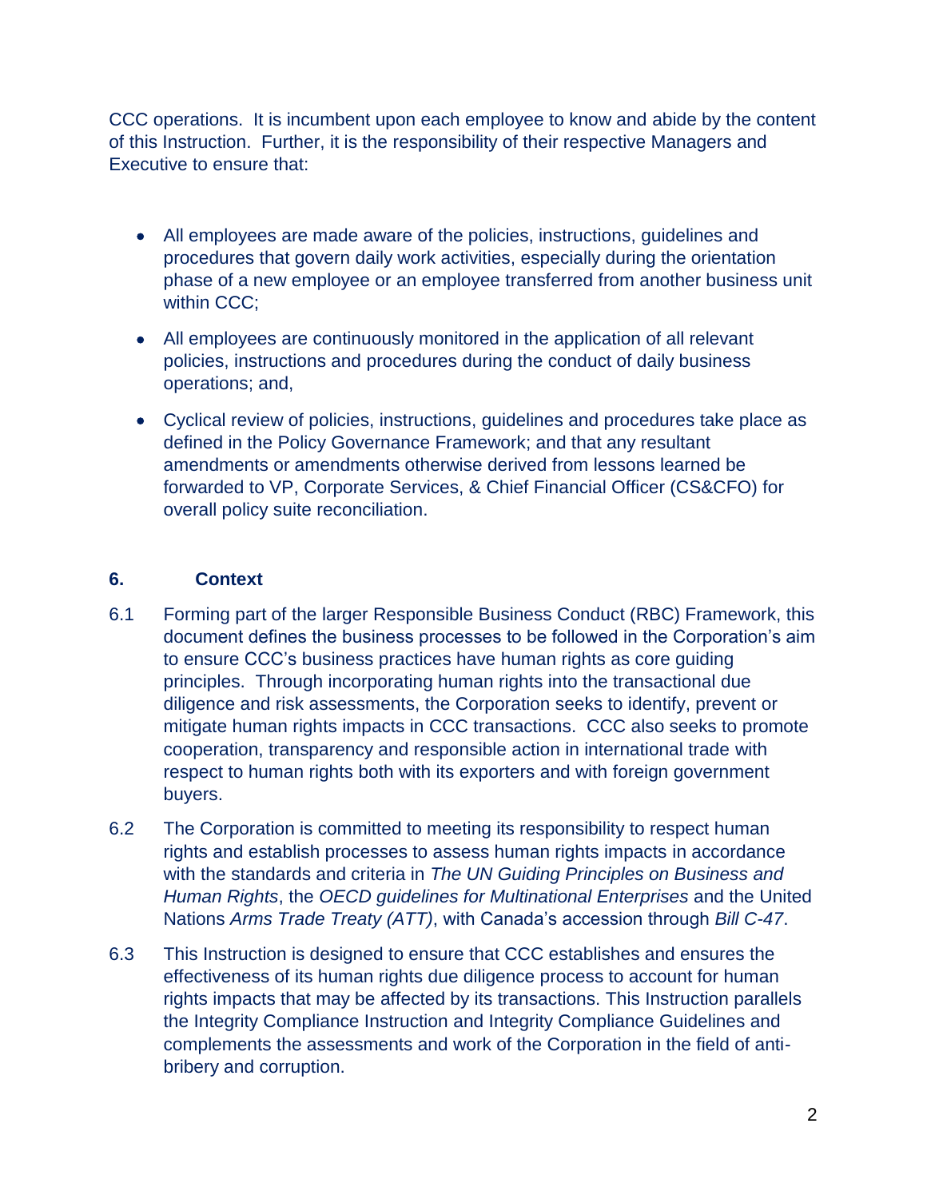CCC operations. It is incumbent upon each employee to know and abide by the content of this Instruction. Further, it is the responsibility of their respective Managers and Executive to ensure that:

- All employees are made aware of the policies, instructions, guidelines and procedures that govern daily work activities, especially during the orientation phase of a new employee or an employee transferred from another business unit within CCC;
- All employees are continuously monitored in the application of all relevant policies, instructions and procedures during the conduct of daily business operations; and,
- Cyclical review of policies, instructions, guidelines and procedures take place as defined in the Policy Governance Framework; and that any resultant amendments or amendments otherwise derived from lessons learned be forwarded to VP, Corporate Services, & Chief Financial Officer (CS&CFO) for overall policy suite reconciliation.

## 6. Context

6.1 Forming part of the larger Responsible Business Conduct (RBC) Framework, this document defines the business processes to be followed in the Corporation's aim to ensure CCC's business practices have human rights as core guiding principles. Through incorporating human rights into the transactional due diligence and risk assessments, the Corporation seeks to identify, prevent or mitigate human rights impacts in CCC transactions. CCC also seeks to promote cooperation, transparency and responsible action in international trade with respect to human rights both with its exporters and with foreign government buyers.

6.2 The Corporation is committed to meeting its responsibility to respect human rights and establish processes to assess human rights impacts in accordance with the standards and criteria in *The UN Guiding Principles on Business and Human Rights*, the *OECD guidelines for Multinational Enterprises* and the United Nations *Arms Trade Treaty (ATT)*, with Canada's accession through *Bill C-47*.

6.3 This Instruction is designed to ensure that CCC establishes and ensures the effectiveness of its human rights due diligence process to account for human rights impacts that may be affected by its transactions. This Instruction parallels the Integrity Compliance Instruction and Integrity Compliance Guidelines and complements the assessments and work of the Corporation in the field of anti-bribery and corruption.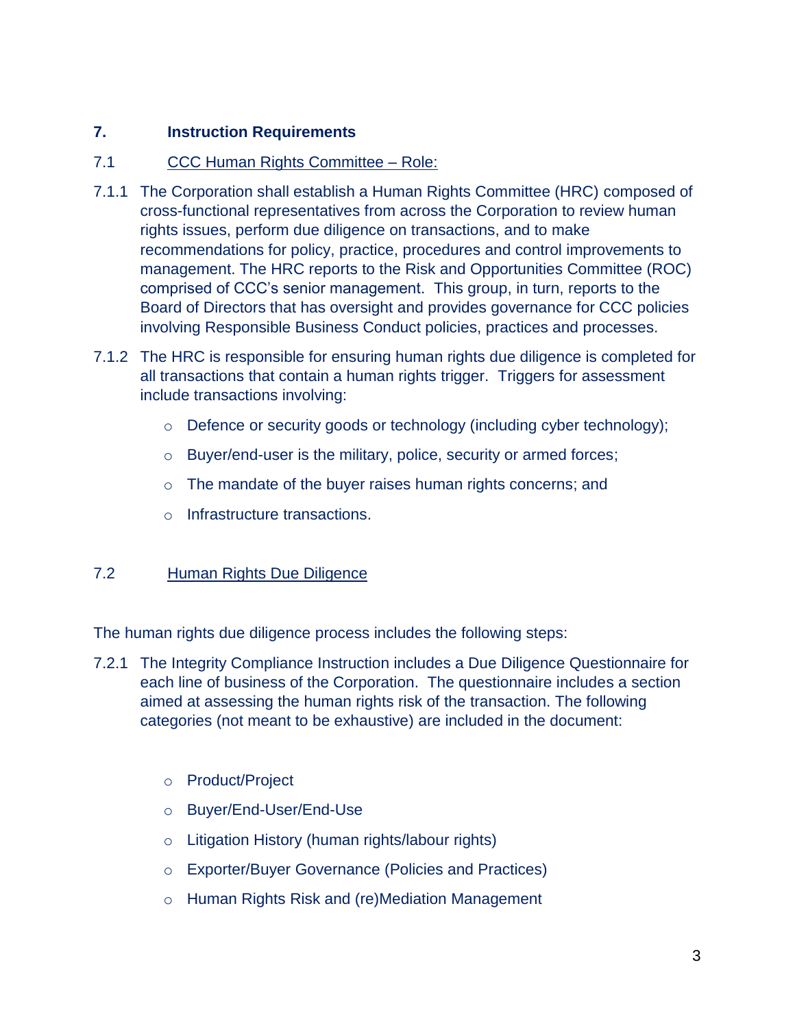## 7. Instruction Requirements

### 7.1 CCC Human Rights Committee – Role:

7.1.1 The Corporation shall establish a Human Rights Committee (HRC) composed of cross-functional representatives from across the Corporation to review human rights issues, perform due diligence on transactions, and to make recommendations for policy, practice, procedures and control improvements to management. The HRC reports to the Risk and Opportunities Committee (ROC) comprised of CCC's senior management. This group, in turn, reports to the Board of Directors that has oversight and provides governance for CCC policies involving Responsible Business Conduct policies, practices and processes.

7.1.2 The HRC is responsible for ensuring human rights due diligence is completed for all transactions that contain a human rights trigger. Triggers for assessment include transactions involving:

- Defence or security goods or technology (including cyber technology);
- Buyer/end-user is the military, police, security or armed forces;
- The mandate of the buyer raises human rights concerns; and
- Infrastructure transactions.

### 7.2 Human Rights Due Diligence

The human rights due diligence process includes the following steps:

7.2.1 The Integrity Compliance Instruction includes a Due Diligence Questionnaire for each line of business of the Corporation. The questionnaire includes a section aimed at assessing the human rights risk of the transaction. The following categories (not meant to be exhaustive) are included in the document:

- Product/Project
- Buyer/End-User/End-Use
- Litigation History (human rights/labour rights)
- Exporter/Buyer Governance (Policies and Practices)
- Human Rights Risk and (re)Mediation Management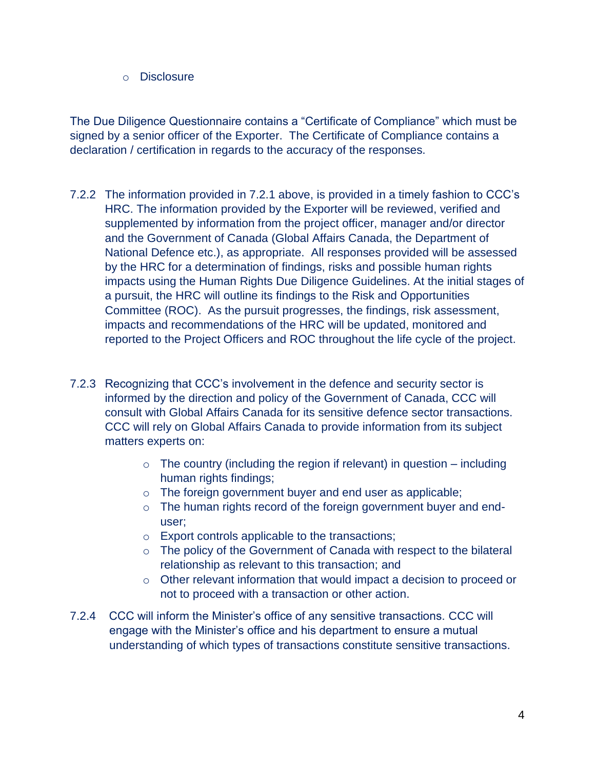- Disclosure

The Due Diligence Questionnaire contains a "Certificate of Compliance" which must be signed by a senior officer of the Exporter. The Certificate of Compliance contains a declaration / certification in regards to the accuracy of the responses.

7.2.2 The information provided in 7.2.1 above, is provided in a timely fashion to CCC's HRC. The information provided by the Exporter will be reviewed, verified and supplemented by information from the project officer, manager and/or director and the Government of Canada (Global Affairs Canada, the Department of National Defence etc.), as appropriate. All responses provided will be assessed by the HRC for a determination of findings, risks and possible human rights impacts using the Human Rights Due Diligence Guidelines. At the initial stages of a pursuit, the HRC will outline its findings to the Risk and Opportunities Committee (ROC). As the pursuit progresses, the findings, risk assessment, impacts and recommendations of the HRC will be updated, monitored and reported to the Project Officers and ROC throughout the life cycle of the project.

7.2.3 Recognizing that CCC's involvement in the defence and security sector is informed by the direction and policy of the Government of Canada, CCC will consult with Global Affairs Canada for its sensitive defence sector transactions. CCC will rely on Global Affairs Canada to provide information from its subject matters experts on:

- The country (including the region if relevant) in question – including human rights findings;
- The foreign government buyer and end user as applicable;
- The human rights record of the foreign government buyer and end-user;
- Export controls applicable to the transactions;
- The policy of the Government of Canada with respect to the bilateral relationship as relevant to this transaction; and
- Other relevant information that would impact a decision to proceed or not to proceed with a transaction or other action.

7.2.4 CCC will inform the Minister's office of any sensitive transactions. CCC will engage with the Minister's office and his department to ensure a mutual understanding of which types of transactions constitute sensitive transactions.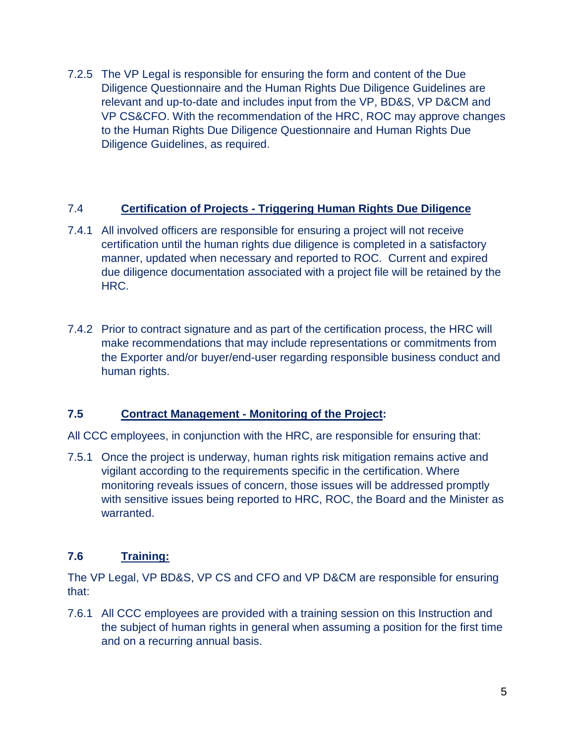7.2.5 The VP Legal is responsible for ensuring the form and content of the Due Diligence Questionnaire and the Human Rights Due Diligence Guidelines are relevant and up-to-date and includes input from the VP, BD&S, VP D&CM and VP CS&CFO. With the recommendation of the HRC, ROC may approve changes to the Human Rights Due Diligence Questionnaire and Human Rights Due Diligence Guidelines, as required.

### 7.4 <u>Certification of Projects - Triggering Human Rights Due Diligence</u>

7.4.1 All involved officers are responsible for ensuring a project will not receive certification until the human rights due diligence is completed in a satisfactory manner, updated when necessary and reported to ROC. Current and expired due diligence documentation associated with a project file will be retained by the HRC.

7.4.2 Prior to contract signature and as part of the certification process, the HRC will make recommendations that may include representations or commitments from the Exporter and/or buyer/end-user regarding responsible business conduct and human rights.

### **7.5 <u>Contract Management - Monitoring of the Project</u>:**

All CCC employees, in conjunction with the HRC, are responsible for ensuring that:

7.5.1 Once the project is underway, human rights risk mitigation remains active and vigilant according to the requirements specific in the certification. Where monitoring reveals issues of concern, those issues will be addressed promptly with sensitive issues being reported to HRC, ROC, the Board and the Minister as warranted.

### **7.6 <u>Training:</u>**

The VP Legal, VP BD&S, VP CS and CFO and VP D&CM are responsible for ensuring that:

7.6.1 All CCC employees are provided with a training session on this Instruction and the subject of human rights in general when assuming a position for the first time and on a recurring annual basis.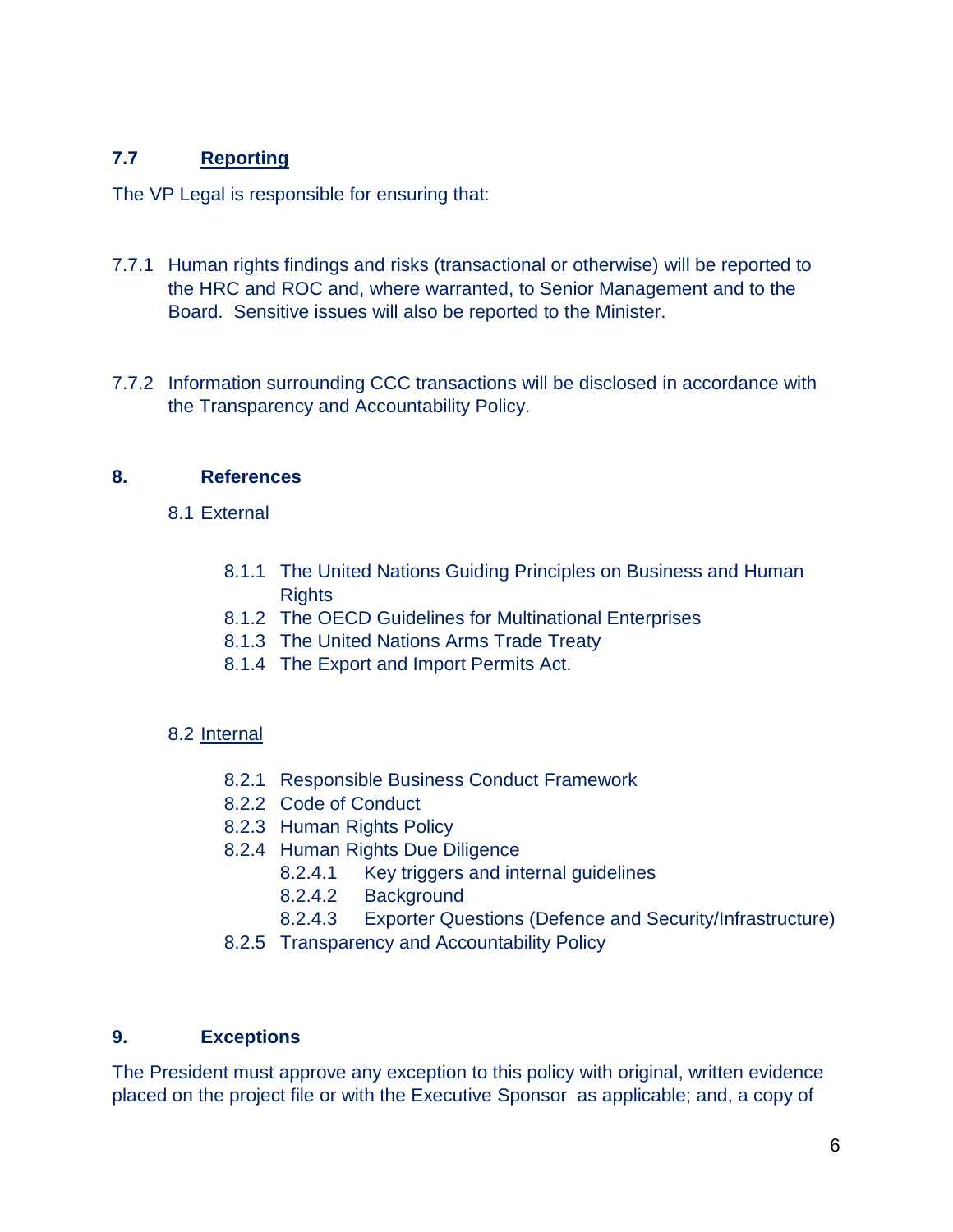## 7.7 Reporting

The VP Legal is responsible for ensuring that:

7.7.1 Human rights findings and risks (transactional or otherwise) will be reported to the HRC and ROC and, where warranted, to Senior Management and to the Board. Sensitive issues will also be reported to the Minister.

7.7.2 Information surrounding CCC transactions will be disclosed in accordance with the Transparency and Accountability Policy.

## 8. References

8.1 External

- 8.1.1 The United Nations Guiding Principles on Business and Human Rights
- 8.1.2 The OECD Guidelines for Multinational Enterprises
- 8.1.3 The United Nations Arms Trade Treaty
- 8.1.4 The Export and Import Permits Act.

8.2 Internal

- 8.2.1 Responsible Business Conduct Framework
- 8.2.2 Code of Conduct
- 8.2.3 Human Rights Policy
- 8.2.4 Human Rights Due Diligence
  - 8.2.4.1 Key triggers and internal guidelines
  - 8.2.4.2 Background
  - 8.2.4.3 Exporter Questions (Defence and Security/Infrastructure)
- 8.2.5 Transparency and Accountability Policy

## 9. Exceptions

The President must approve any exception to this policy with original, written evidence placed on the project file or with the Executive Sponsor as applicable; and, a copy of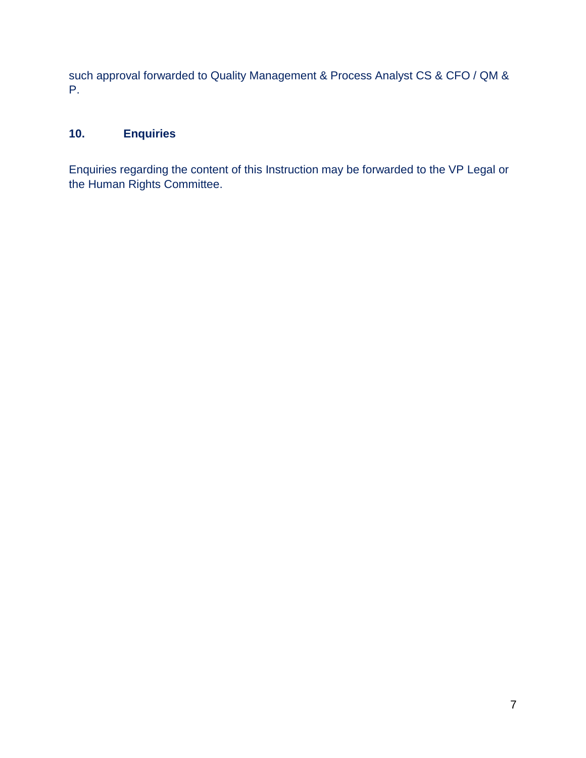such approval forwarded to Quality Management & Process Analyst CS & CFO / QM & P.

## 10. Enquiries

Enquiries regarding the content of this Instruction may be forwarded to the VP Legal or the Human Rights Committee.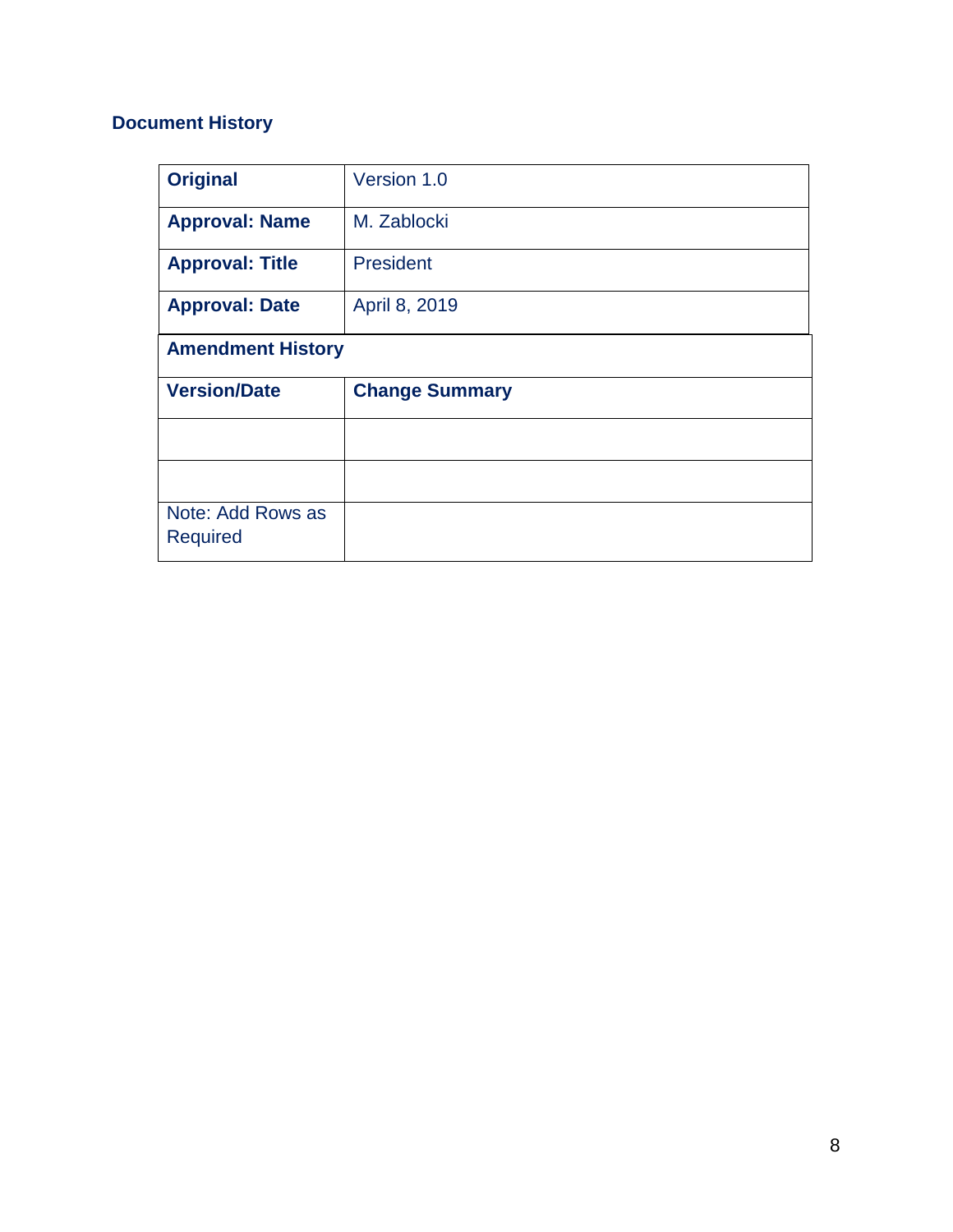## Document History

| | |
|---|---|
| **Original** | Version 1.0 |
| **Approval: Name** | M. Zablocki |
| **Approval: Title** | President |
| **Approval: Date** | April 8, 2019 |
| **Amendment History** | |
| **Version/Date** | **Change Summary** |
| | |
| | |
| Note: Add Rows as Required | |